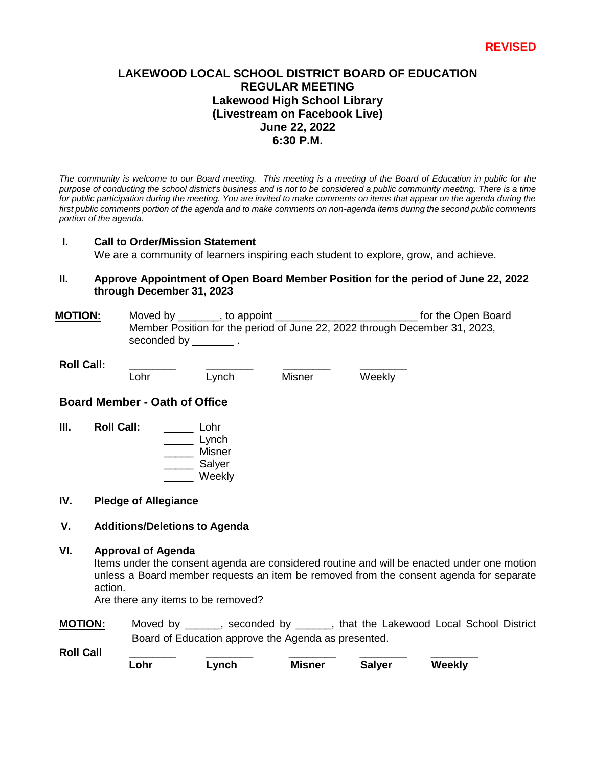**REVISED**

# LAKEWOOD LOCAL SCHOOL DISTRICT BOARD OF EDUCATION
## REGULAR MEETING
### Lakewood High School Library
### (Livestream on Facebook Live)
### June 22, 2022
### 6:30 P.M.

*The community is welcome to our Board meeting. This meeting is a meeting of the Board of Education in public for the purpose of conducting the school district's business and is not to be considered a public community meeting. There is a time for public participation during the meeting. You are invited to make comments on items that appear on the agenda during the first public comments portion of the agenda and to make comments on non-agenda items during the second public comments portion of the agenda.*

**I. Call to Order/Mission Statement**

We are a community of learners inspiring each student to explore, grow, and achieve.

**II. Approve Appointment of Open Board Member Position for the period of June 22, 2022 through December 31, 2023**

**MOTION:** Moved by _______, to appoint ________________________ for the Open Board Member Position for the period of June 22, 2022 through December 31, 2023, seconded by _______ .

**Roll Call:**

| ________ | ________ | ________ | ________ |
|---|---|---|---|
| Lohr | Lynch | Misner | Weekly |

**Board Member - Oath of Office**

**III. Roll Call:**

_____ Lohr
_____ Lynch
_____ Misner
_____ Salyer
_____ Weekly

**IV. Pledge of Allegiance**

**V. Additions/Deletions to Agenda**

**VI. Approval of Agenda**

Items under the consent agenda are considered routine and will be enacted under one motion unless a Board member requests an item be removed from the consent agenda for separate action.

Are there any items to be removed?

**MOTION:** Moved by ______, seconded by ______, that the Lakewood Local School District Board of Education approve the Agenda as presented.

**Roll Call**

| ________ | ________ | ________ | ________ | ________ |
|---|---|---|---|---|
| **Lohr** | **Lynch** | **Misner** | **Salyer** | **Weekly** |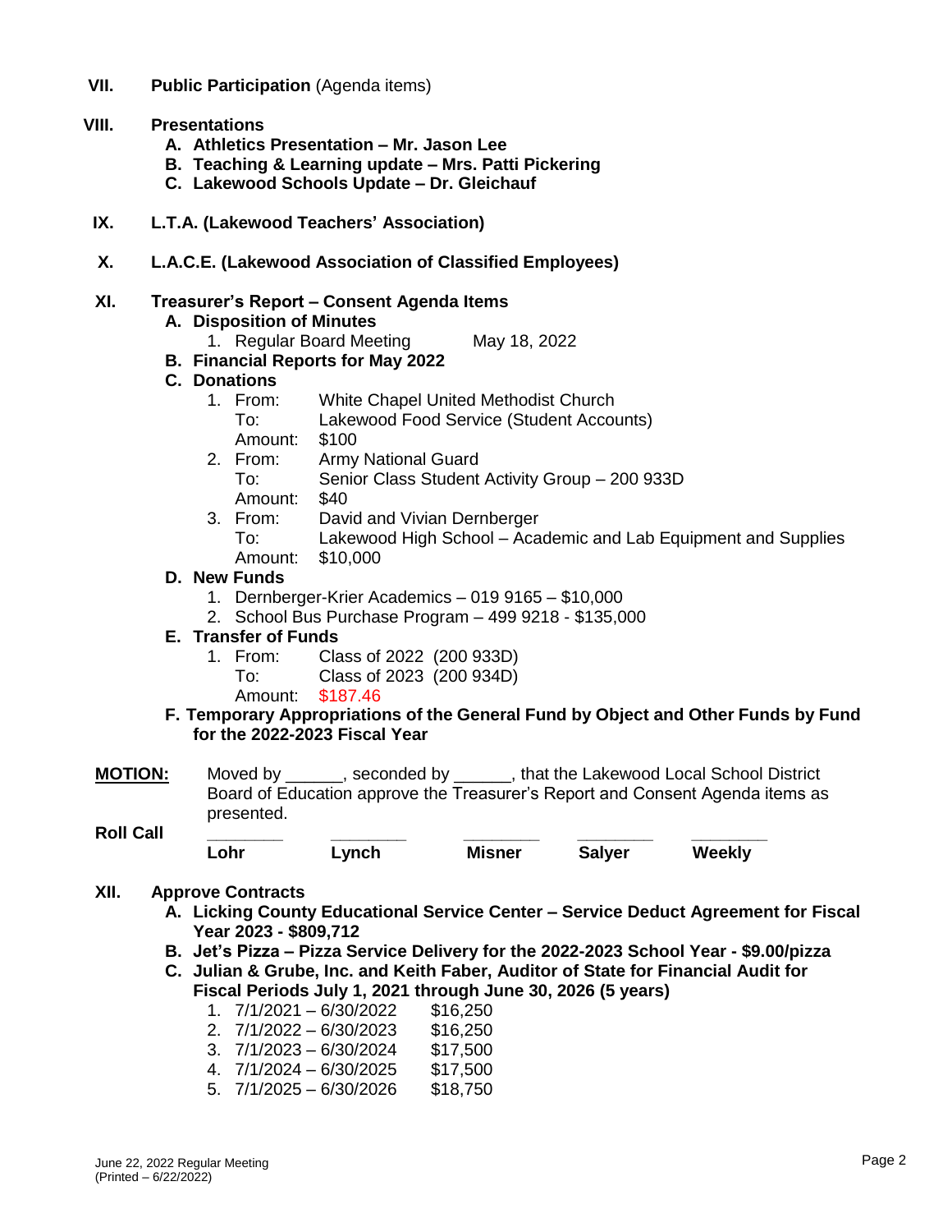**VII. Public Participation** (Agenda items)

**VIII. Presentations**

- **A. Athletics Presentation – Mr. Jason Lee**
- **B. Teaching & Learning update – Mrs. Patti Pickering**
- **C. Lakewood Schools Update – Dr. Gleichauf**

**IX. L.T.A. (Lakewood Teachers' Association)**

**X. L.A.C.E. (Lakewood Association of Classified Employees)**

**XI. Treasurer's Report – Consent Agenda Items**

**A. Disposition of Minutes**

1. Regular Board Meeting    May 18, 2022

**B. Financial Reports for May 2022**

**C. Donations**

1. From: White Chapel United Methodist Church
   To: Lakewood Food Service (Student Accounts)
   Amount: $100
2. From: Army National Guard
   To: Senior Class Student Activity Group – 200 933D
   Amount: $40
3. From: David and Vivian Dernberger
   To: Lakewood High School – Academic and Lab Equipment and Supplies
   Amount: $10,000

**D. New Funds**

1. Dernberger-Krier Academics – 019 9165 – $10,000
2. School Bus Purchase Program – 499 9218 - $135,000

**E. Transfer of Funds**

1. From: Class of 2022 (200 933D)
   To: Class of 2023 (200 934D)
   Amount: $187.46

**F. Temporary Appropriations of the General Fund by Object and Other Funds by Fund for the 2022-2023 Fiscal Year**

**MOTION:** Moved by ______, seconded by ______, that the Lakewood Local School District Board of Education approve the Treasurer's Report and Consent Agenda items as presented.

**Roll Call**

| ________ | ________ | ________ | ________ | ________ |
|---|---|---|---|---|
| **Lohr** | **Lynch** | **Misner** | **Salyer** | **Weekly** |

**XII. Approve Contracts**

- **A. Licking County Educational Service Center – Service Deduct Agreement for Fiscal Year 2023 - $809,712**
- **B. Jet's Pizza – Pizza Service Delivery for the 2022-2023 School Year - $9.00/pizza**
- **C. Julian & Grube, Inc. and Keith Faber, Auditor of State for Financial Audit for Fiscal Periods July 1, 2021 through June 30, 2026 (5 years)**
  1. 7/1/2021 – 6/30/2022    $16,250
  2. 7/1/2022 – 6/30/2023    $16,250
  3. 7/1/2023 – 6/30/2024    $17,500
  4. 7/1/2024 – 6/30/2025    $17,500
  5. 7/1/2025 – 6/30/2026    $18,750

June 22, 2022 Regular Meeting
(Printed – 6/22/2022)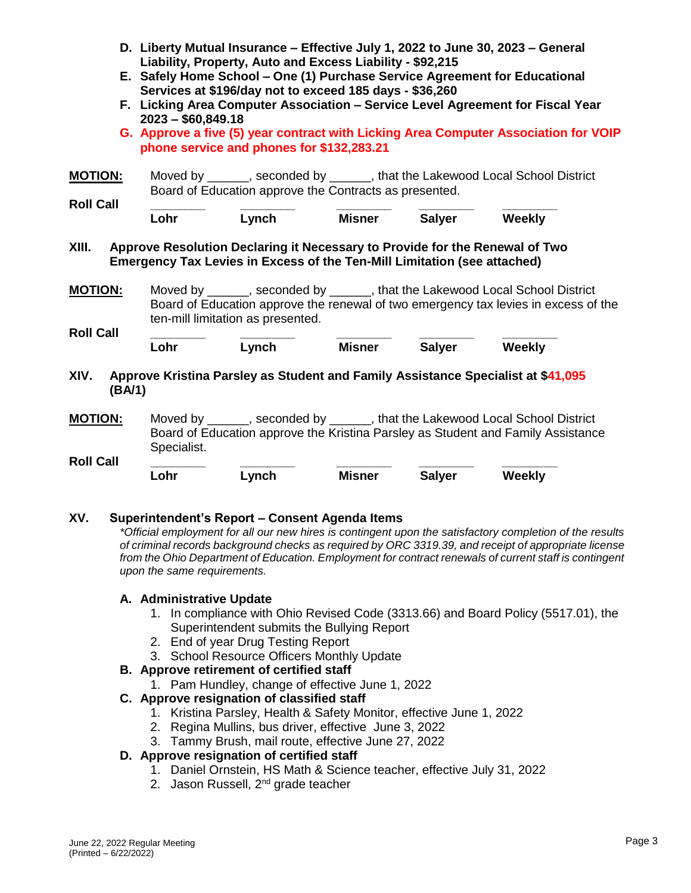**D. Liberty Mutual Insurance – Effective July 1, 2022 to June 30, 2023 – General Liability, Property, Auto and Excess Liability - $92,215**

**E. Safely Home School – One (1) Purchase Service Agreement for Educational Services at $196/day not to exceed 185 days - $36,260**

**F. Licking Area Computer Association – Service Level Agreement for Fiscal Year 2023 – $60,849.18**

**G. Approve a five (5) year contract with Licking Area Computer Association for VOIP phone service and phones for $132,283.21**

**MOTION:** Moved by ______, seconded by ______, that the Lakewood Local School District Board of Education approve the Contracts as presented.

**Roll Call**

| ________ | ________ | ________ | ________ | ________ |
|---|---|---|---|---|
| **Lohr** | **Lynch** | **Misner** | **Salyer** | **Weekly** |

## XIII. Approve Resolution Declaring it Necessary to Provide for the Renewal of Two Emergency Tax Levies in Excess of the Ten-Mill Limitation (see attached)

**MOTION:** Moved by ______, seconded by ______, that the Lakewood Local School District Board of Education approve the renewal of two emergency tax levies in excess of the ten-mill limitation as presented.

**Roll Call**

| ________ | ________ | ________ | ________ | ________ |
|---|---|---|---|---|
| **Lohr** | **Lynch** | **Misner** | **Salyer** | **Weekly** |

## XIV. Approve Kristina Parsley as Student and Family Assistance Specialist at $41,095 (BA/1)

**MOTION:** Moved by ______, seconded by ______, that the Lakewood Local School District Board of Education approve the Kristina Parsley as Student and Family Assistance Specialist.

**Roll Call**

| ________ | ________ | ________ | ________ | ________ |
|---|---|---|---|---|
| **Lohr** | **Lynch** | **Misner** | **Salyer** | **Weekly** |

## XV. Superintendent's Report – Consent Agenda Items

*\*Official employment for all our new hires is contingent upon the satisfactory completion of the results of criminal records background checks as required by ORC 3319.39, and receipt of appropriate license from the Ohio Department of Education. Employment for contract renewals of current staff is contingent upon the same requirements.*

**A. Administrative Update**

1. In compliance with Ohio Revised Code (3313.66) and Board Policy (5517.01), the Superintendent submits the Bullying Report
2. End of year Drug Testing Report
3. School Resource Officers Monthly Update

**B. Approve retirement of certified staff**

1. Pam Hundley, change of effective June 1, 2022

**C. Approve resignation of classified staff**

1. Kristina Parsley, Health & Safety Monitor, effective June 1, 2022
2. Regina Mullins, bus driver, effective June 3, 2022
3. Tammy Brush, mail route, effective June 27, 2022

**D. Approve resignation of certified staff**

1. Daniel Ornstein, HS Math & Science teacher, effective July 31, 2022
2. Jason Russell, 2nd grade teacher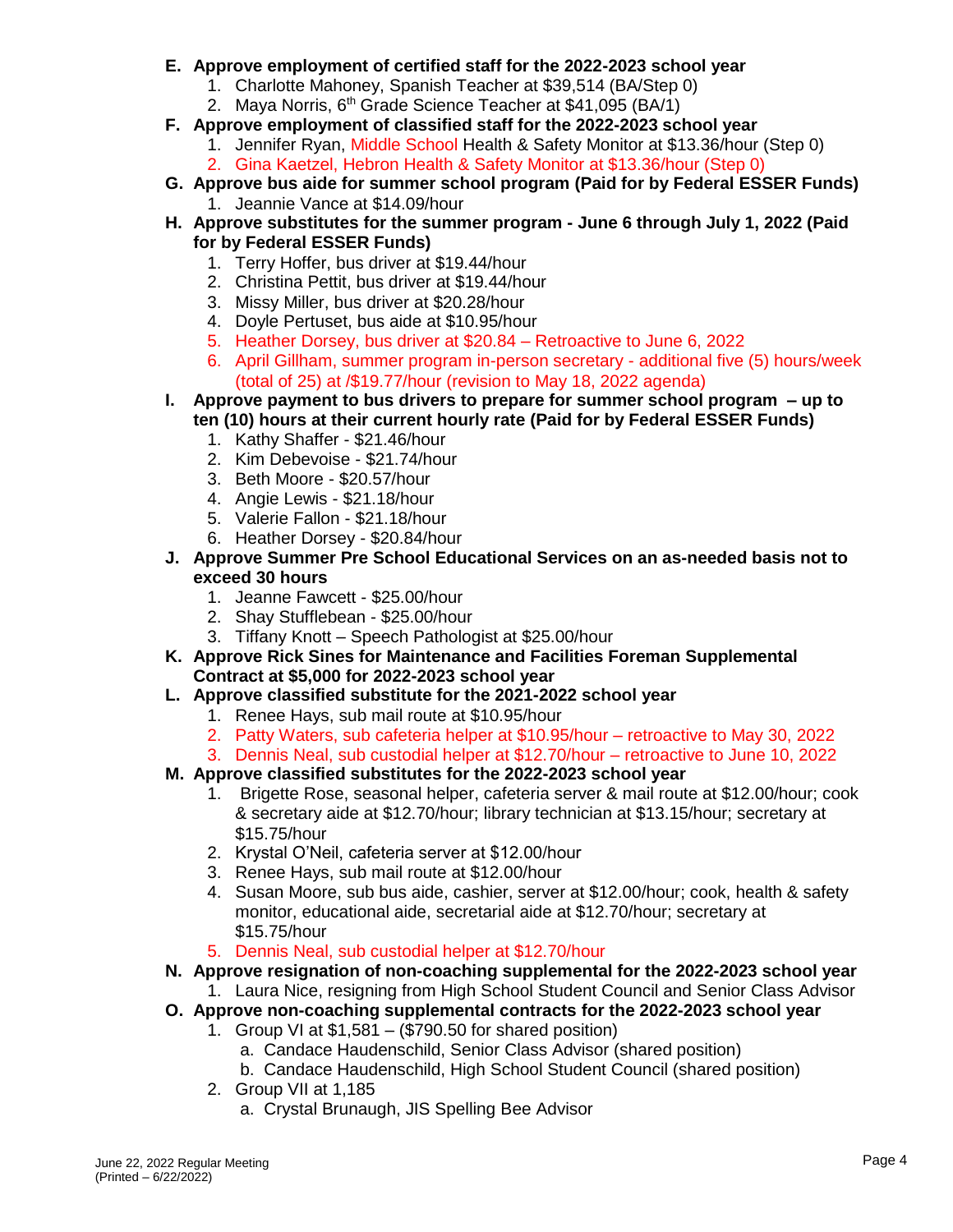E. **Approve employment of certified staff for the 2022-2023 school year**
   1. Charlotte Mahoney, Spanish Teacher at $39,514 (BA/Step 0)
   2. Maya Norris, 6th Grade Science Teacher at $41,095 (BA/1)

F. **Approve employment of classified staff for the 2022-2023 school year**
   1. Jennifer Ryan, Middle School Health & Safety Monitor at $13.36/hour (Step 0)
   2. Gina Kaetzel, Hebron Health & Safety Monitor at $13.36/hour (Step 0)

G. **Approve bus aide for summer school program (Paid for by Federal ESSER Funds)**
   1. Jeannie Vance at $14.09/hour

H. **Approve substitutes for the summer program - June 6 through July 1, 2022 (Paid for by Federal ESSER Funds)**
   1. Terry Hoffer, bus driver at $19.44/hour
   2. Christina Pettit, bus driver at $19.44/hour
   3. Missy Miller, bus driver at $20.28/hour
   4. Doyle Pertuset, bus aide at $10.95/hour
   5. Heather Dorsey, bus driver at $20.84 – Retroactive to June 6, 2022
   6. April Gillham, summer program in-person secretary - additional five (5) hours/week (total of 25) at /$19.77/hour (revision to May 18, 2022 agenda)

I. **Approve payment to bus drivers to prepare for summer school program – up to ten (10) hours at their current hourly rate (Paid for by Federal ESSER Funds)**
   1. Kathy Shaffer - $21.46/hour
   2. Kim Debevoise - $21.74/hour
   3. Beth Moore - $20.57/hour
   4. Angie Lewis - $21.18/hour
   5. Valerie Fallon - $21.18/hour
   6. Heather Dorsey - $20.84/hour

J. **Approve Summer Pre School Educational Services on an as-needed basis not to exceed 30 hours**
   1. Jeanne Fawcett - $25.00/hour
   2. Shay Stufflebean - $25.00/hour
   3. Tiffany Knott – Speech Pathologist at $25.00/hour

K. **Approve Rick Sines for Maintenance and Facilities Foreman Supplemental Contract at $5,000 for 2022-2023 school year**

L. **Approve classified substitute for the 2021-2022 school year**
   1. Renee Hays, sub mail route at $10.95/hour
   2. Patty Waters, sub cafeteria helper at $10.95/hour – retroactive to May 30, 2022
   3. Dennis Neal, sub custodial helper at $12.70/hour – retroactive to June 10, 2022

M. **Approve classified substitutes for the 2022-2023 school year**
   1. Brigette Rose, seasonal helper, cafeteria server & mail route at $12.00/hour; cook & secretary aide at $12.70/hour; library technician at $13.15/hour; secretary at $15.75/hour
   2. Krystal O'Neil, cafeteria server at $12.00/hour
   3. Renee Hays, sub mail route at $12.00/hour
   4. Susan Moore, sub bus aide, cashier, server at $12.00/hour; cook, health & safety monitor, educational aide, secretarial aide at $12.70/hour; secretary at $15.75/hour
   5. Dennis Neal, sub custodial helper at $12.70/hour

N. **Approve resignation of non-coaching supplemental for the 2022-2023 school year**
   1. Laura Nice, resigning from High School Student Council and Senior Class Advisor

O. **Approve non-coaching supplemental contracts for the 2022-2023 school year**
   1. Group VI at $1,581 – ($790.50 for shared position)
      a. Candace Haudenschild, Senior Class Advisor (shared position)
      b. Candace Haudenschild, High School Student Council (shared position)
   2. Group VII at 1,185
      a. Crystal Brunaugh, JIS Spelling Bee Advisor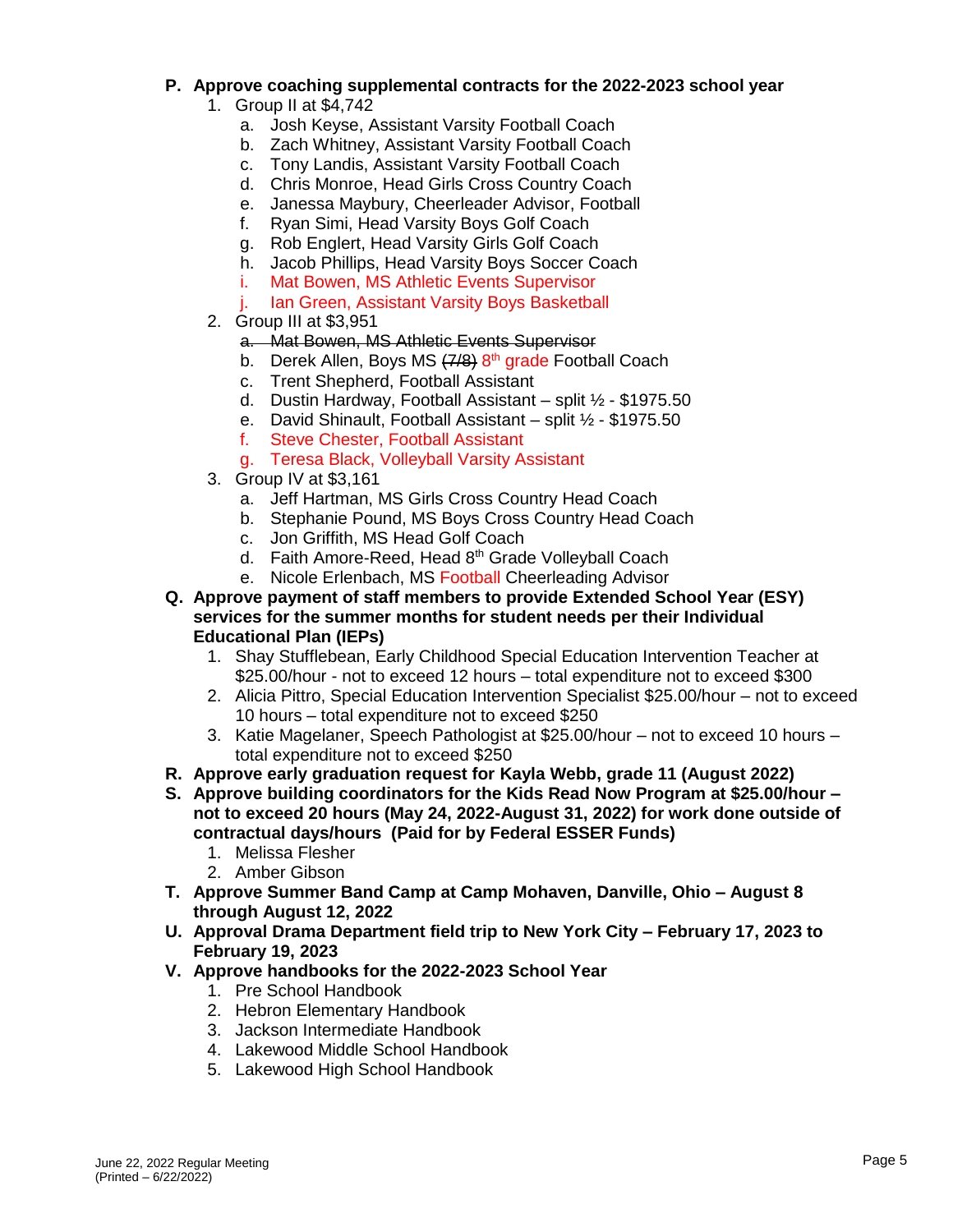**P. Approve coaching supplemental contracts for the 2022-2023 school year**

1. Group II at $4,742
   a. Josh Keyse, Assistant Varsity Football Coach
   b. Zach Whitney, Assistant Varsity Football Coach
   c. Tony Landis, Assistant Varsity Football Coach
   d. Chris Monroe, Head Girls Cross Country Coach
   e. Janessa Maybury, Cheerleader Advisor, Football
   f. Ryan Simi, Head Varsity Boys Golf Coach
   g. Rob Englert, Head Varsity Girls Golf Coach
   h. Jacob Phillips, Head Varsity Boys Soccer Coach
   i. Mat Bowen, MS Athletic Events Supervisor
   j. Ian Green, Assistant Varsity Boys Basketball
2. Group III at $3,951
   a. ~~Mat Bowen, MS Athletic Events Supervisor~~
   b. Derek Allen, Boys MS ~~(7/8)~~ 8th grade Football Coach
   c. Trent Shepherd, Football Assistant
   d. Dustin Hardway, Football Assistant – split ½ - $1975.50
   e. David Shinault, Football Assistant – split ½ - $1975.50
   f. Steve Chester, Football Assistant
   g. Teresa Black, Volleyball Varsity Assistant
3. Group IV at $3,161
   a. Jeff Hartman, MS Girls Cross Country Head Coach
   b. Stephanie Pound, MS Boys Cross Country Head Coach
   c. Jon Griffith, MS Head Golf Coach
   d. Faith Amore-Reed, Head 8th Grade Volleyball Coach
   e. Nicole Erlenbach, MS Football Cheerleading Advisor

**Q. Approve payment of staff members to provide Extended School Year (ESY) services for the summer months for student needs per their Individual Educational Plan (IEPs)**

1. Shay Stufflebean, Early Childhood Special Education Intervention Teacher at $25.00/hour - not to exceed 12 hours – total expenditure not to exceed $300
2. Alicia Pittro, Special Education Intervention Specialist $25.00/hour – not to exceed 10 hours – total expenditure not to exceed $250
3. Katie Magelaner, Speech Pathologist at $25.00/hour – not to exceed 10 hours – total expenditure not to exceed $250

**R. Approve early graduation request for Kayla Webb, grade 11 (August 2022)**

**S. Approve building coordinators for the Kids Read Now Program at $25.00/hour – not to exceed 20 hours (May 24, 2022-August 31, 2022) for work done outside of contractual days/hours (Paid for by Federal ESSER Funds)**

1. Melissa Flesher
2. Amber Gibson

**T. Approve Summer Band Camp at Camp Mohaven, Danville, Ohio – August 8 through August 12, 2022**

**U. Approval Drama Department field trip to New York City – February 17, 2023 to February 19, 2023**

**V. Approve handbooks for the 2022-2023 School Year**

1. Pre School Handbook
2. Hebron Elementary Handbook
3. Jackson Intermediate Handbook
4. Lakewood Middle School Handbook
5. Lakewood High School Handbook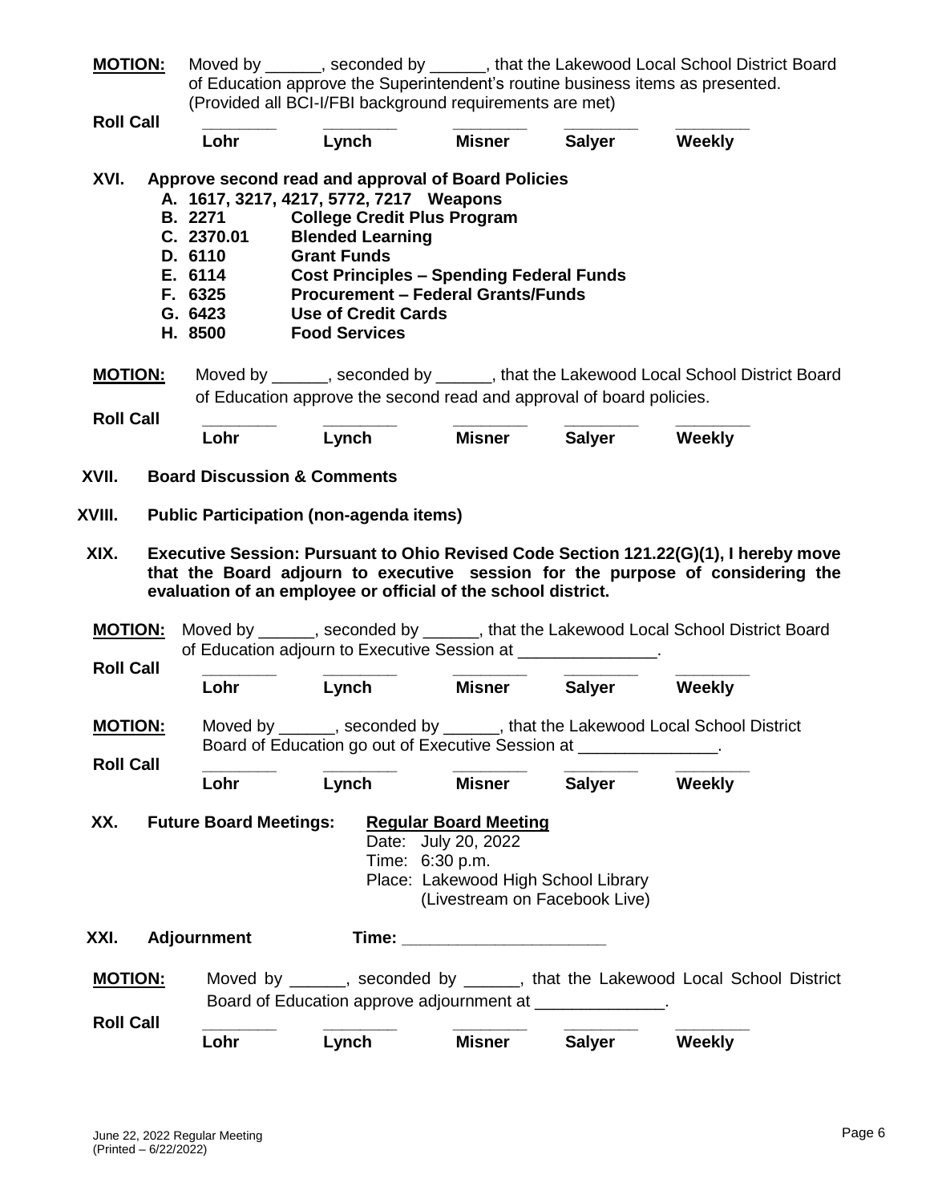**MOTION:** Moved by ______, seconded by ______, that the Lakewood Local School District Board of Education approve the Superintendent's routine business items as presented. (Provided all BCI-I/FBI background requirements are met)

**Roll Call**

| ________ | ________ | ________ | ________ | ________ |
|---|---|---|---|---|
| **Lohr** | **Lynch** | **Misner** | **Salyer** | **Weekly** |

**XVI. Approve second read and approval of Board Policies**

- **A. 1617, 3217, 4217, 5772, 7217 Weapons**
- **B. 2271 College Credit Plus Program**
- **C. 2370.01 Blended Learning**
- **D. 6110 Grant Funds**
- **E. 6114 Cost Principles – Spending Federal Funds**
- **F. 6325 Procurement – Federal Grants/Funds**
- **G. 6423 Use of Credit Cards**
- **H. 8500 Food Services**

**MOTION:** Moved by ______, seconded by ______, that the Lakewood Local School District Board of Education approve the second read and approval of board policies.

**Roll Call**

| ________ | ________ | ________ | ________ | ________ |
|---|---|---|---|---|
| **Lohr** | **Lynch** | **Misner** | **Salyer** | **Weekly** |

**XVII. Board Discussion & Comments**

**XVIII. Public Participation (non-agenda items)**

**XIX. Executive Session: Pursuant to Ohio Revised Code Section 121.22(G)(1), I hereby move that the Board adjourn to executive session for the purpose of considering the evaluation of an employee or official of the school district.**

**MOTION:** Moved by ______, seconded by ______, that the Lakewood Local School District Board of Education adjourn to Executive Session at _______________.

**Roll Call**

| ________ | ________ | ________ | ________ | ________ |
|---|---|---|---|---|
| **Lohr** | **Lynch** | **Misner** | **Salyer** | **Weekly** |

**MOTION:** Moved by ______, seconded by ______, that the Lakewood Local School District Board of Education go out of Executive Session at _______________.

**Roll Call**

| ________ | ________ | ________ | ________ | ________ |
|---|---|---|---|---|
| **Lohr** | **Lynch** | **Misner** | **Salyer** | **Weekly** |

**XX. Future Board Meetings:**

**<u>Regular Board Meeting</u>**
Date: July 20, 2022
Time: 6:30 p.m.
Place: Lakewood High School Library
(Livestream on Facebook Live)

**XXI. Adjournment** **Time: ______________________**

**MOTION:** Moved by ______, seconded by ______, that the Lakewood Local School District Board of Education approve adjournment at ______________.

**Roll Call**

| ________ | ________ | ________ | ________ | ________ |
|---|---|---|---|---|
| **Lohr** | **Lynch** | **Misner** | **Salyer** | **Weekly** |

June 22, 2022 Regular Meeting
(Printed – 6/22/2022)